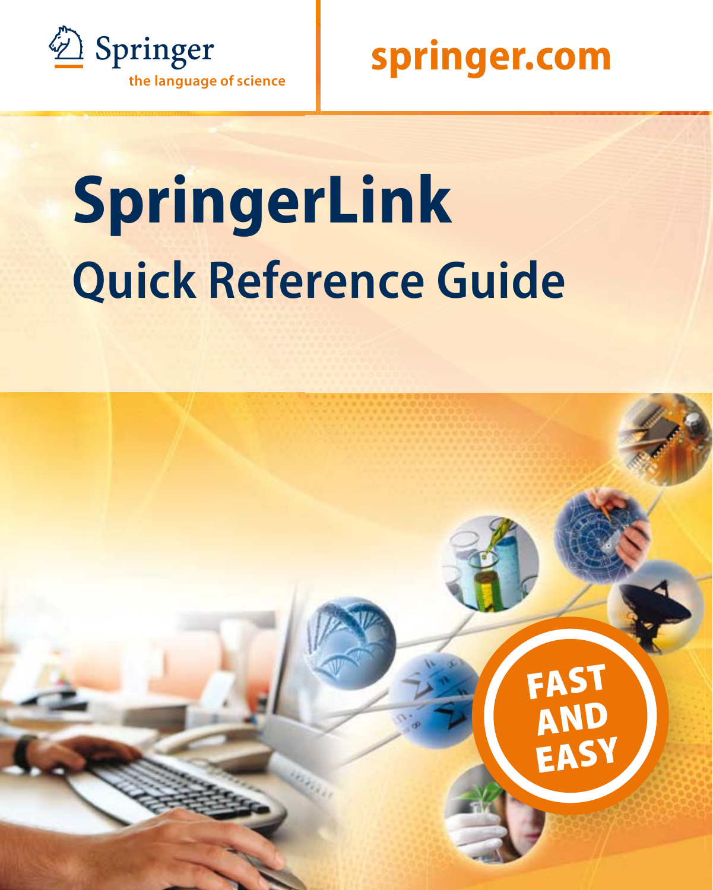Springer

the language of science

springer.com

# SpringerLink

## Quick Reference Guide

FAST AND EASY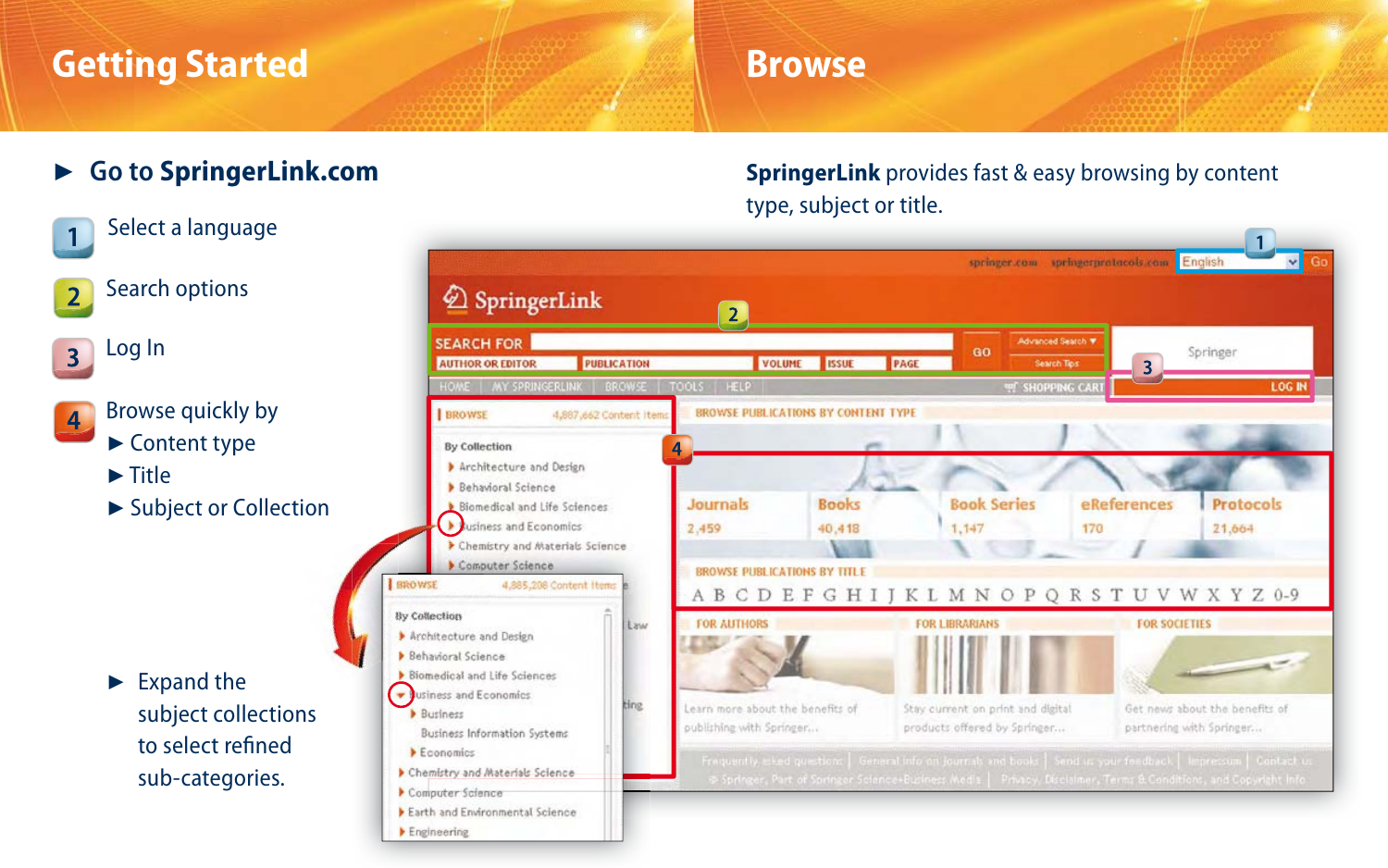## Getting Started

- **Go to SpringerLink.com**

1. Select a language
2. Search options
3. Log In
4. Browse quickly by
   - Content type
   - Title
   - Subject or Collection

- Expand the subject collections to select refined sub-categories.

## Browse

**SpringerLink** provides fast & easy browsing by content type, subject or title.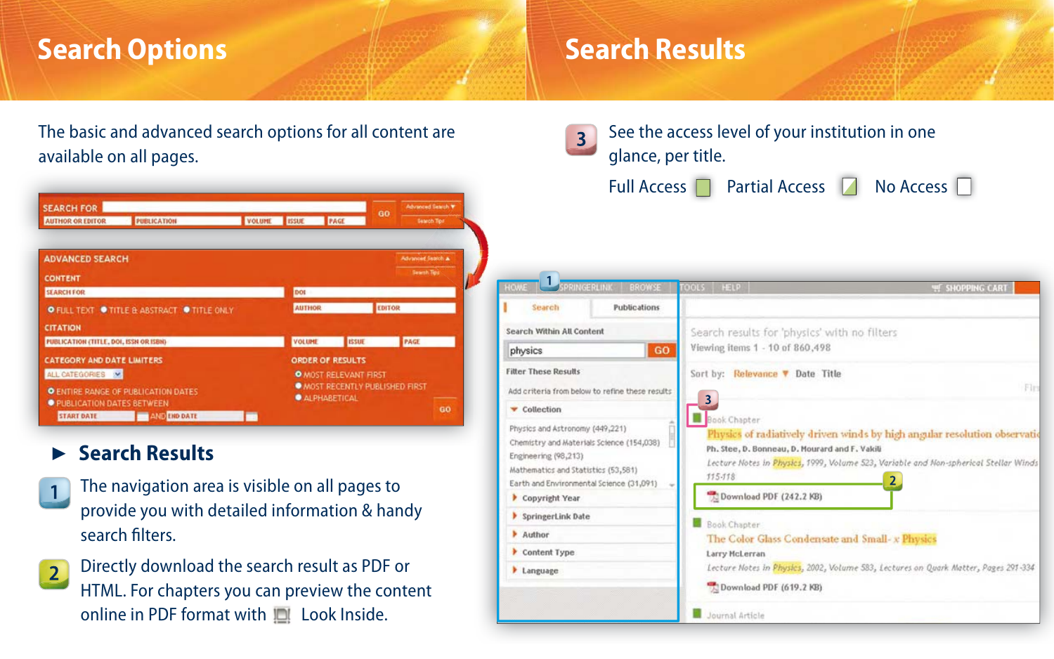# Search Options

The basic and advanced search options for all content are available on all pages.

### ► Search Results

**1** The navigation area is visible on all pages to provide you with detailed information & handy search filters.

**2** Directly download the search result as PDF or HTML. For chapters you can preview the content online in PDF format with Look Inside.

# Search Results

**3** See the access level of your institution in one glance, per title.

Full Access   Partial Access   No Access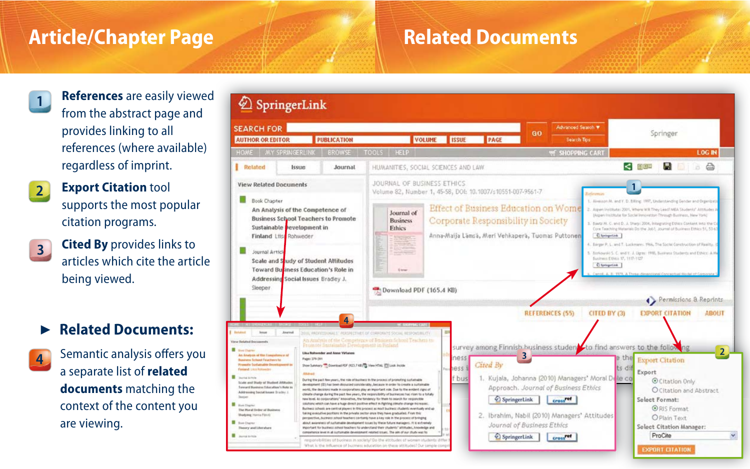## Article/Chapter Page

## Related Documents

1. **References** are easily viewed from the abstract page and provides linking to all references (where available) regardless of imprint.

2. **Export Citation** tool supports the most popular citation programs.

3. **Cited By** provides links to articles which cite the article being viewed.

### ► Related Documents:

4. Semantic analysis offers you a separate list of **related documents** matching the context of the content you are viewing.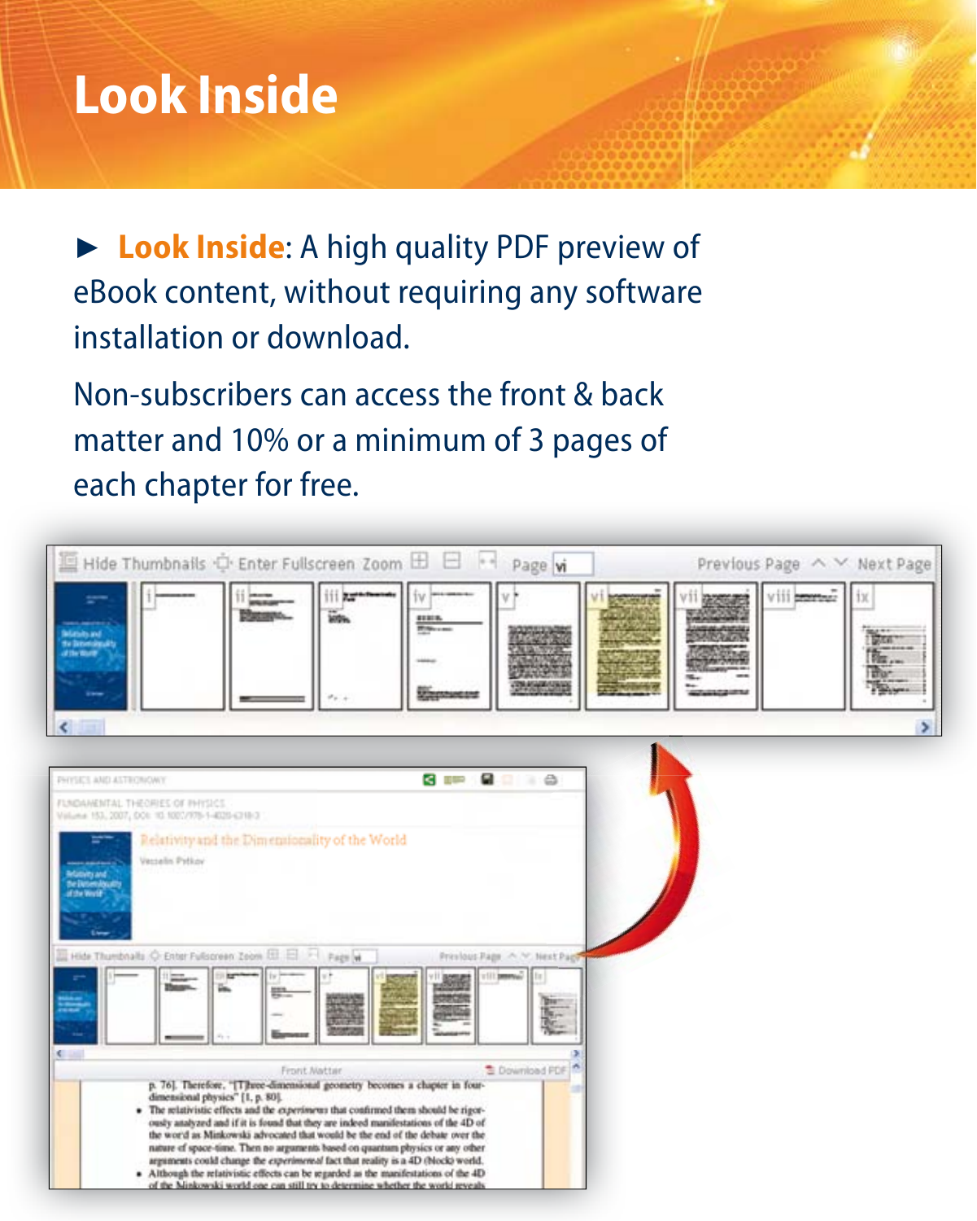# Look Inside

► **Look Inside**: A high quality PDF preview of eBook content, without requiring any software installation or download.

Non-subscribers can access the front & back matter and 10% or a minimum of 3 pages of each chapter for free.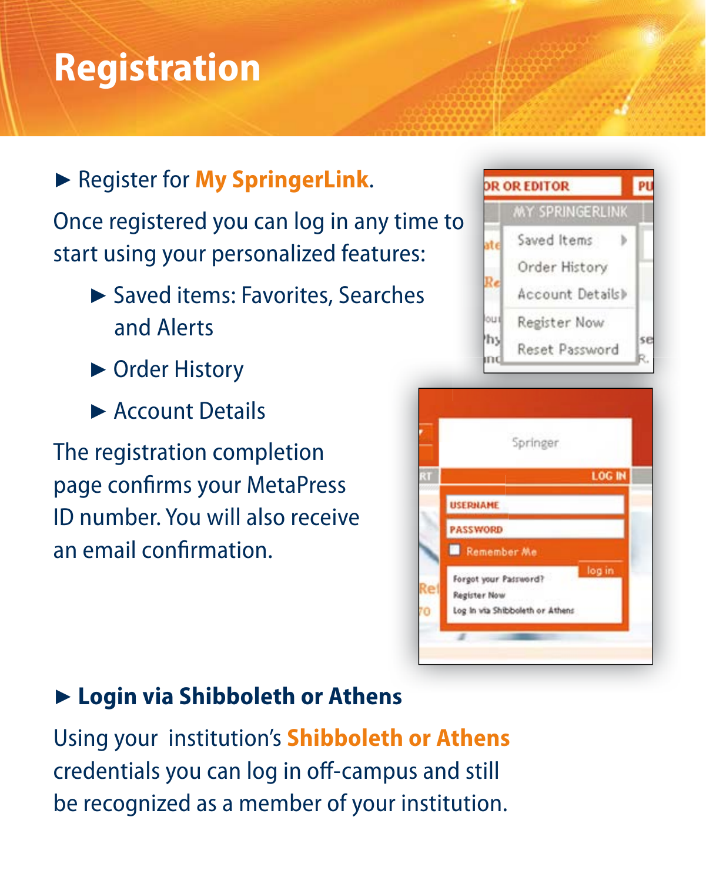# Registration

► Register for **My SpringerLink**.

Once registered you can log in any time to start using your personalized features:

- ► Saved items: Favorites, Searches and Alerts
- ► Order History
- ► Account Details

The registration completion page confirms your MetaPress ID number. You will also receive an email confirmation.

► **Login via Shibboleth or Athens**

Using your institution's **Shibboleth or Athens** credentials you can log in off-campus and still be recognized as a member of your institution.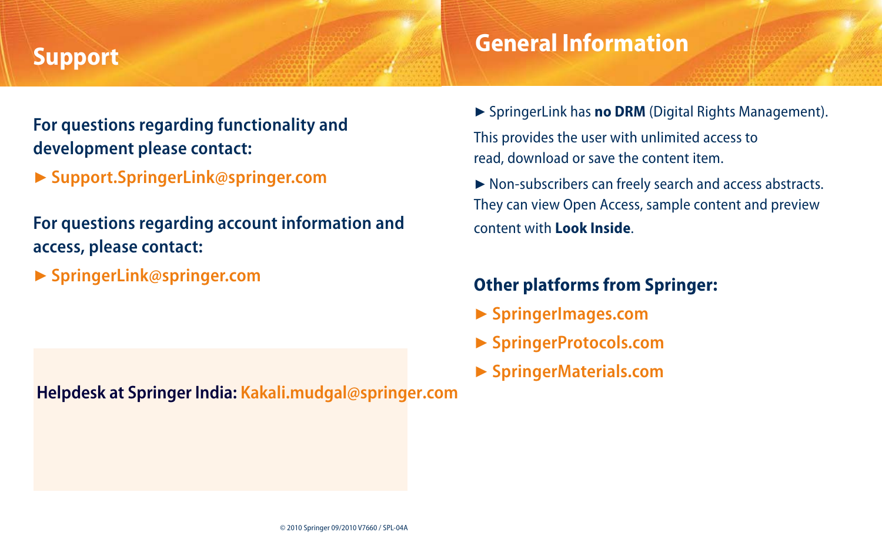## Support

**For questions regarding functionality and development please contact:**

► **Support.SpringerLink@springer.com**

**For questions regarding account information and access, please contact:**

► **SpringerLink@springer.com**

**Helpdesk at Springer India: Kakali.mudgal@springer.com**

## General Information

► SpringerLink has **no DRM** (Digital Rights Management).

This provides the user with unlimited access to read, download or save the content item.

► Non-subscribers can freely search and access abstracts. They can view Open Access, sample content and preview content with **Look Inside**.

**Other platforms from Springer:**

► **SpringerImages.com**

► **SpringerProtocols.com**

► **SpringerMaterials.com**

© 2010 Springer 09/2010 V7660 / SPL-04A